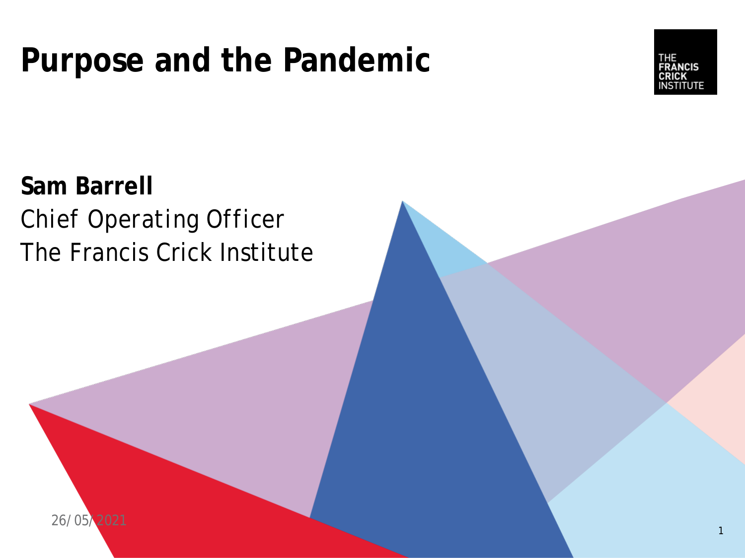# Purpose and the Pandemic

THE FRANCIS CRICK INSTITUTE

**Sam Barrell**

Chief Operating Officer

The Francis Crick Institute

26/05/2021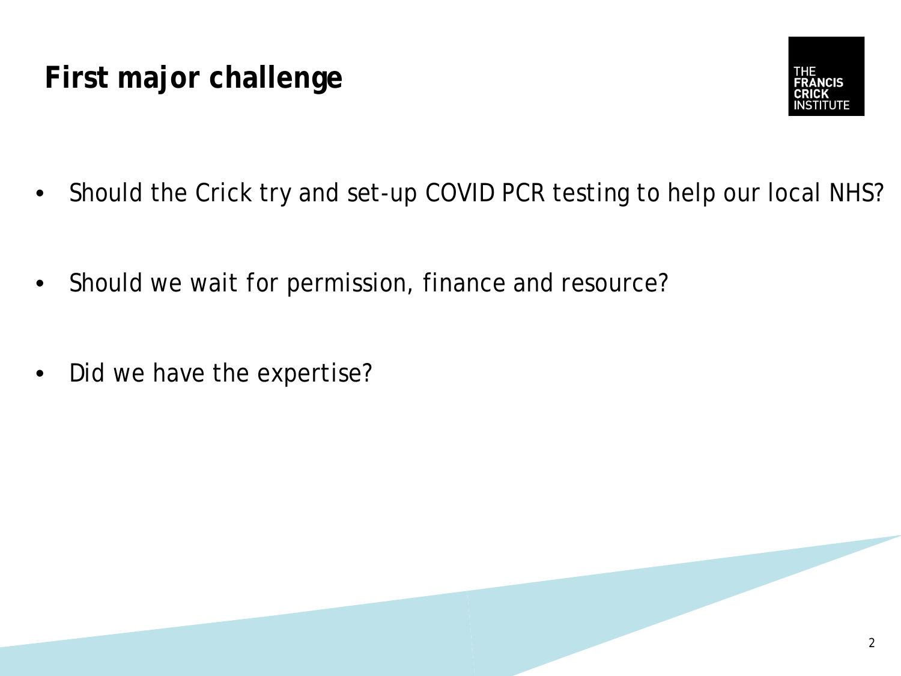# First major challenge

- Should the Crick try and set-up COVID PCR testing to help our local NHS?
- Should we wait for permission, finance and resource?
- Did we have the expertise?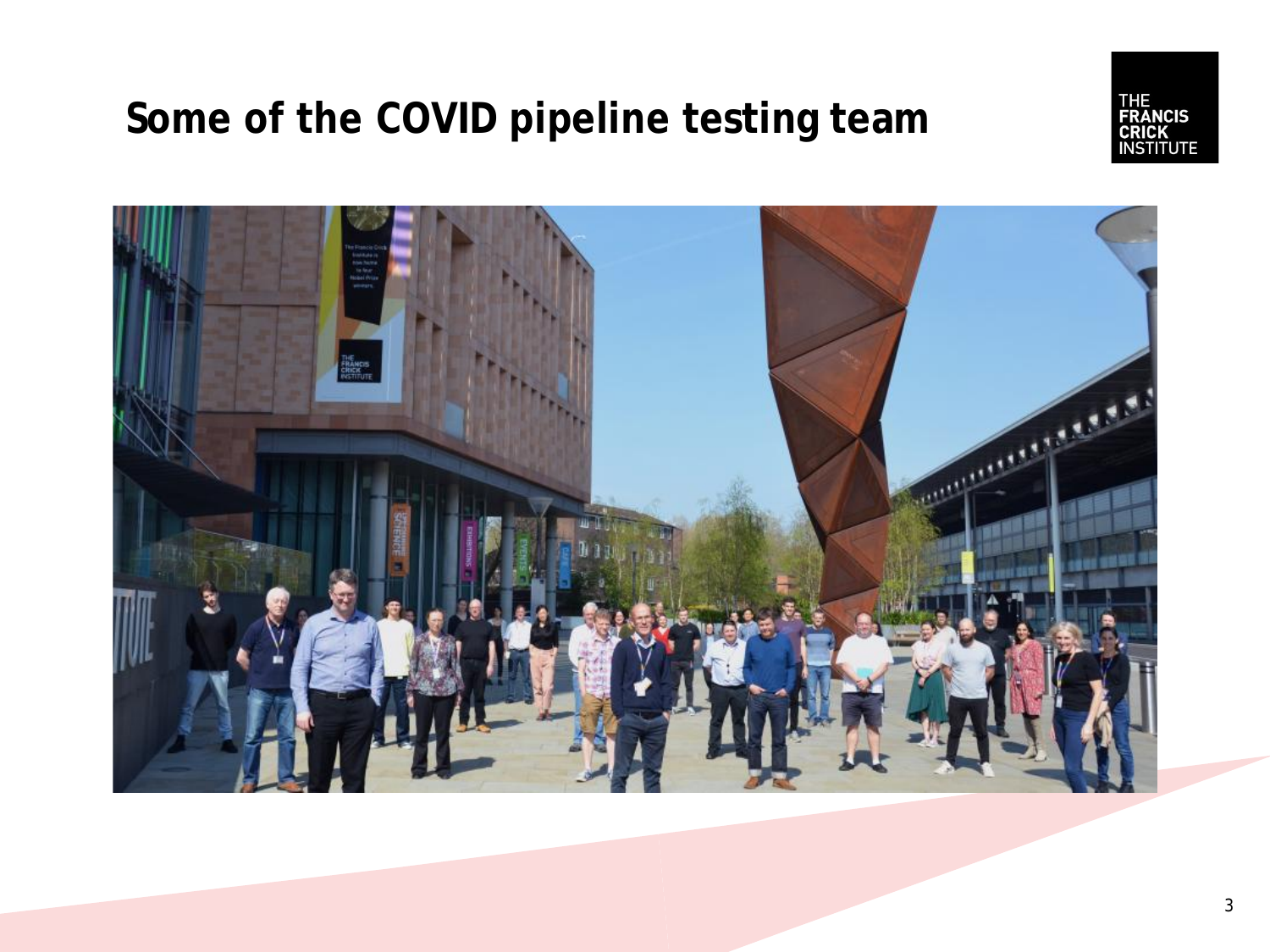# Some of the COVID pipeline testing team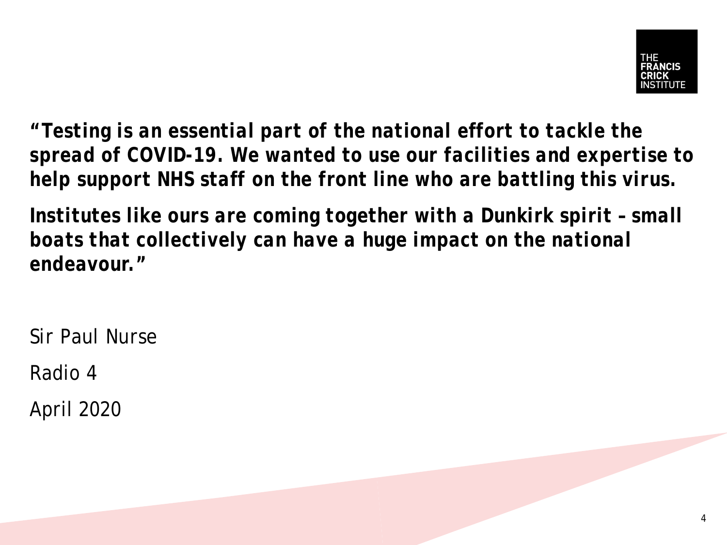***"Testing is an essential part of the national effort to tackle the spread of COVID-19. We wanted to use our facilities and expertise to help support NHS staff on the front line who are battling this virus.***

***Institutes like ours are coming together with a Dunkirk spirit – small boats that collectively can have a huge impact on the national endeavour."***

Sir Paul Nurse

Radio 4

April 2020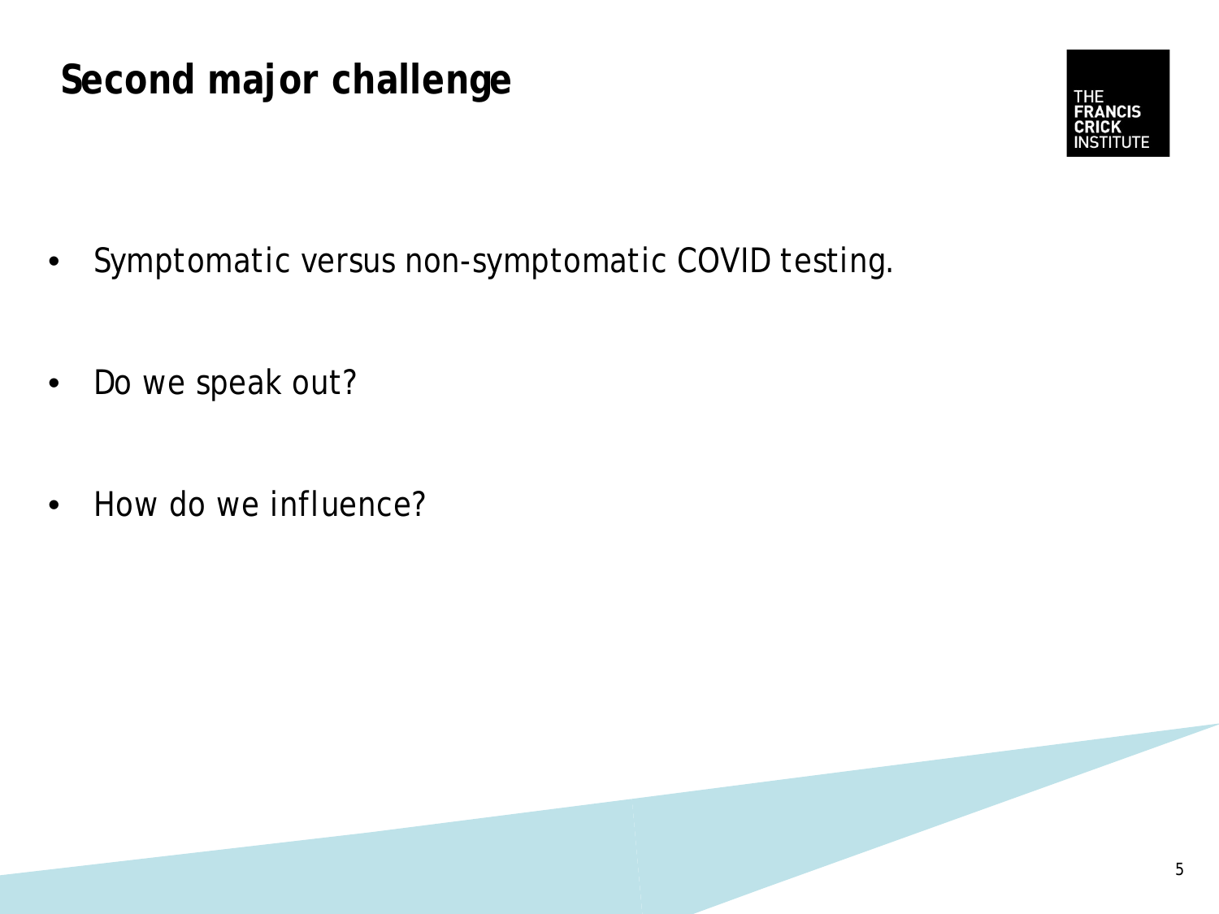# Second major challenge

- Symptomatic versus non-symptomatic COVID testing.
- Do we speak out?
- How do we influence?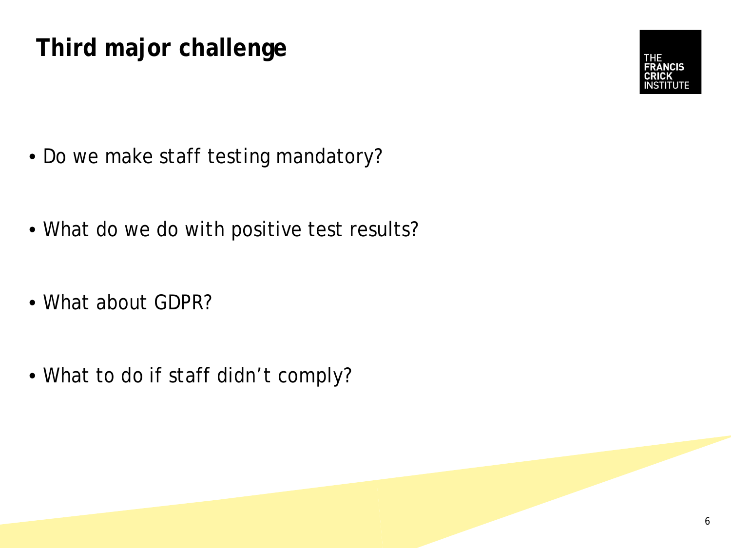# Third major challenge

- Do we make staff testing mandatory?
- What do we do with positive test results?
- What about GDPR?
- What to do if staff didn't comply?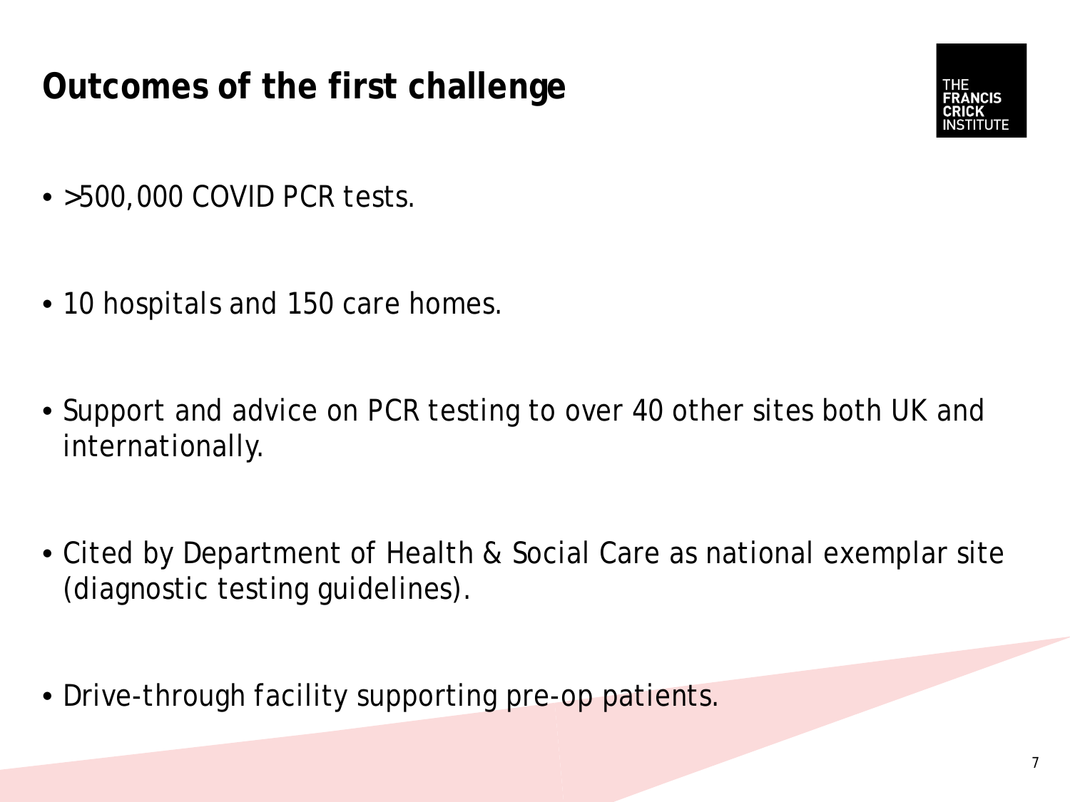# Outcomes of the first challenge

- >500,000 COVID PCR tests.
- 10 hospitals and 150 care homes.
- Support and advice on PCR testing to over 40 other sites both UK and internationally.
- Cited by Department of Health & Social Care as national exemplar site (diagnostic testing guidelines).
- Drive-through facility supporting pre-op patients.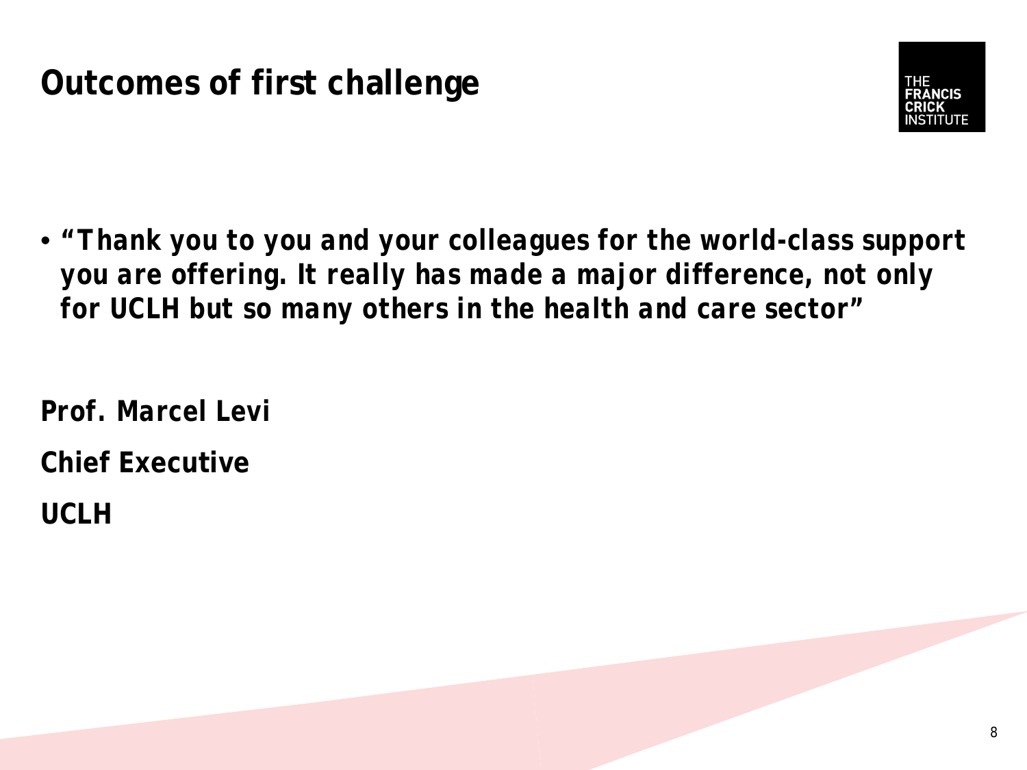# Outcomes of first challenge

- ***"Thank you to you and your colleagues for the world-class support you are offering. It really has made a major difference, not only for UCLH but so many others in the health and care sector"***

**Prof. Marcel Levi**

**Chief Executive**

**UCLH**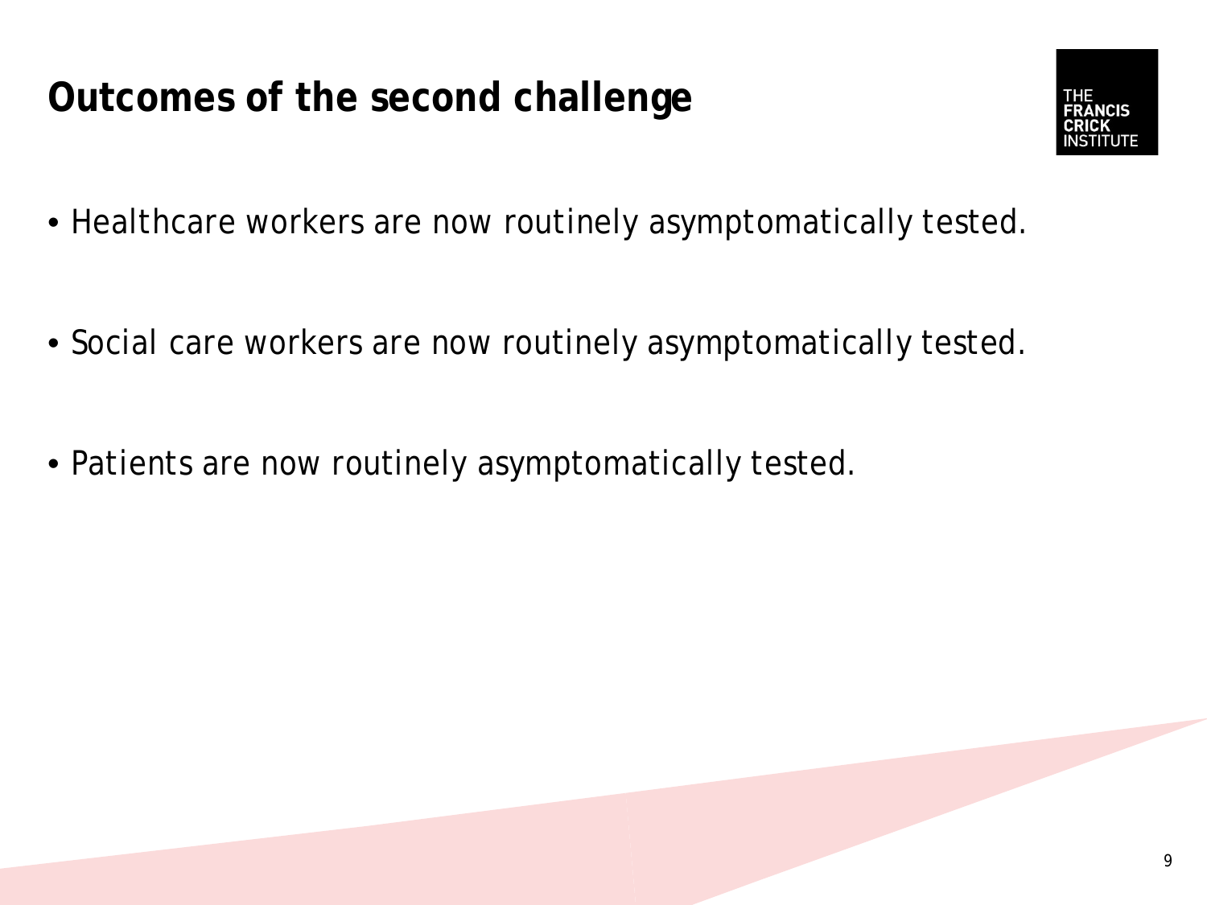# Outcomes of the second challenge

- Healthcare workers are now routinely asymptomatically tested.
- Social care workers are now routinely asymptomatically tested.
- Patients are now routinely asymptomatically tested.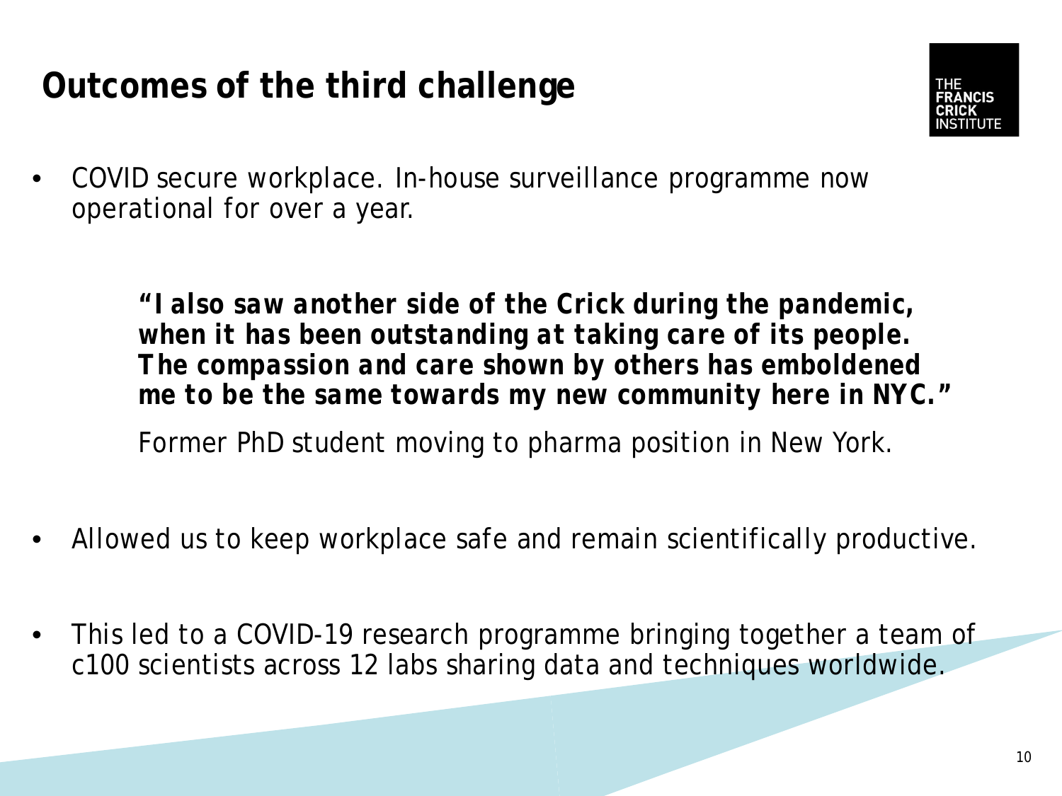# Outcomes of the third challenge

- COVID secure workplace. In-house surveillance programme now operational for over a year.

> ***"I also saw another side of the Crick during the pandemic, when it has been outstanding at taking care of its people. The compassion and care shown by others has emboldened me to be the same towards my new community here in NYC."***
>
> Former PhD student moving to pharma position in New York.

- Allowed us to keep workplace safe and remain scientifically productive.

- This led to a COVID-19 research programme bringing together a team of c100 scientists across 12 labs sharing data and techniques worldwide.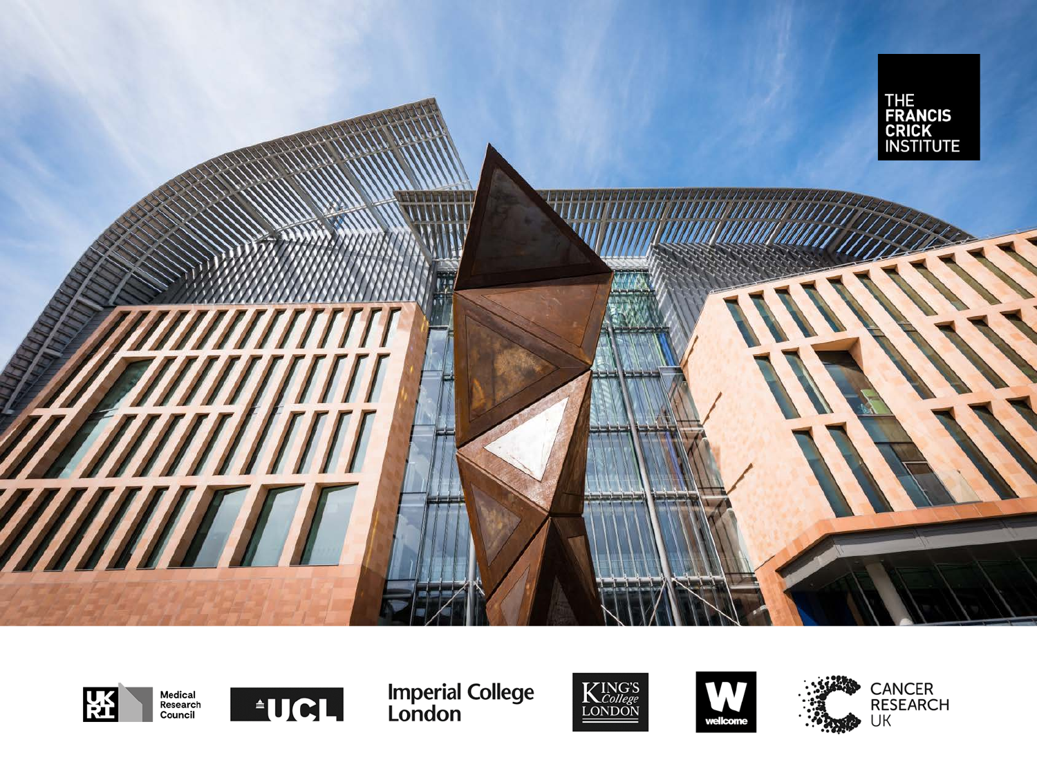THE FRANCIS CRICK INSTITUTE

UKRI Medical Research Council

UCL

Imperial College London

King's College London

wellcome

CANCER RESEARCH UK